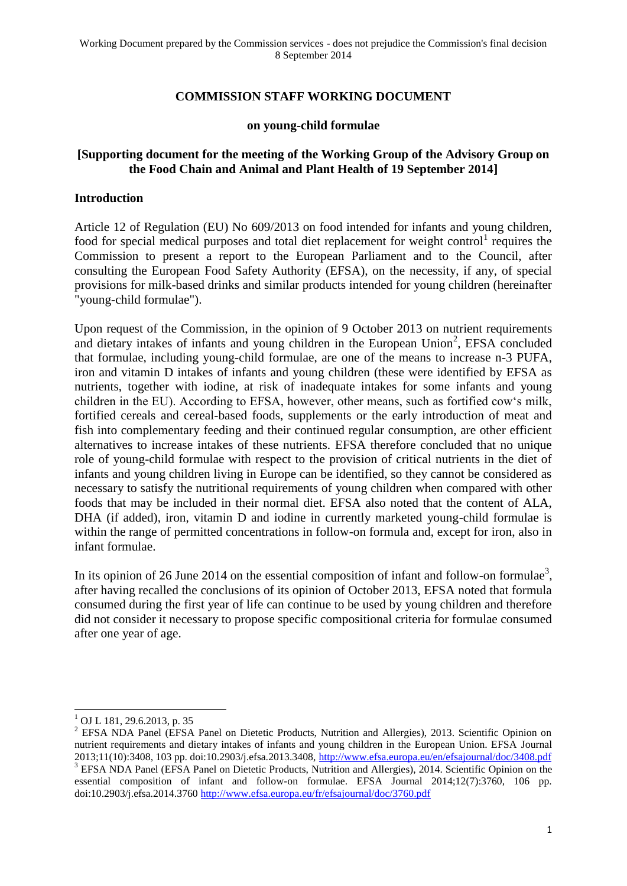Working Document prepared by the Commission services - does not prejudice the Commission's final decision
8 September 2014

# COMMISSION STAFF WORKING DOCUMENT

## on young-child formulae

## [Supporting document for the meeting of the Working Group of the Advisory Group on the Food Chain and Animal and Plant Health of 19 September 2014]

## Introduction

Article 12 of Regulation (EU) No 609/2013 on food intended for infants and young children, food for special medical purposes and total diet replacement for weight control[1] requires the Commission to present a report to the European Parliament and to the Council, after consulting the European Food Safety Authority (EFSA), on the necessity, if any, of special provisions for milk-based drinks and similar products intended for young children (hereinafter "young-child formulae").

Upon request of the Commission, in the opinion of 9 October 2013 on nutrient requirements and dietary intakes of infants and young children in the European Union[2], EFSA concluded that formulae, including young-child formulae, are one of the means to increase n-3 PUFA, iron and vitamin D intakes of infants and young children (these were identified by EFSA as nutrients, together with iodine, at risk of inadequate intakes for some infants and young children in the EU). According to EFSA, however, other means, such as fortified cow's milk, fortified cereals and cereal-based foods, supplements or the early introduction of meat and fish into complementary feeding and their continued regular consumption, are other efficient alternatives to increase intakes of these nutrients. EFSA therefore concluded that no unique role of young-child formulae with respect to the provision of critical nutrients in the diet of infants and young children living in Europe can be identified, so they cannot be considered as necessary to satisfy the nutritional requirements of young children when compared with other foods that may be included in their normal diet. EFSA also noted that the content of ALA, DHA (if added), iron, vitamin D and iodine in currently marketed young-child formulae is within the range of permitted concentrations in follow-on formula and, except for iron, also in infant formulae.

In its opinion of 26 June 2014 on the essential composition of infant and follow-on formulae[3], after having recalled the conclusions of its opinion of October 2013, EFSA noted that formula consumed during the first year of life can continue to be used by young children and therefore did not consider it necessary to propose specific compositional criteria for formulae consumed after one year of age.

---

[1] OJ L 181, 29.6.2013, p. 35

[2] EFSA NDA Panel (EFSA Panel on Dietetic Products, Nutrition and Allergies), 2013. Scientific Opinion on nutrient requirements and dietary intakes of infants and young children in the European Union. EFSA Journal 2013;11(10):3408, 103 pp. doi:10.2903/j.efsa.2013.3408, http://www.efsa.europa.eu/en/efsajournal/doc/3408.pdf

[3] EFSA NDA Panel (EFSA Panel on Dietetic Products, Nutrition and Allergies), 2014. Scientific Opinion on the essential composition of infant and follow-on formulae. EFSA Journal 2014;12(7):3760, 106 pp. doi:10.2903/j.efsa.2014.3760 http://www.efsa.europa.eu/fr/efsajournal/doc/3760.pdf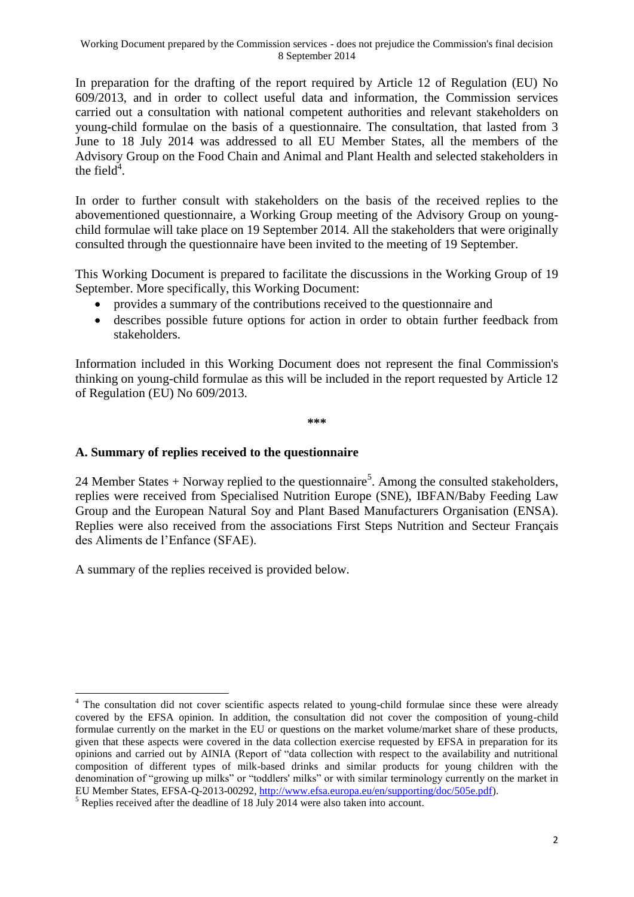In preparation for the drafting of the report required by Article 12 of Regulation (EU) No 609/2013, and in order to collect useful data and information, the Commission services carried out a consultation with national competent authorities and relevant stakeholders on young-child formulae on the basis of a questionnaire. The consultation, that lasted from 3 June to 18 July 2014 was addressed to all EU Member States, all the members of the Advisory Group on the Food Chain and Animal and Plant Health and selected stakeholders in the field[4].

In order to further consult with stakeholders on the basis of the received replies to the abovementioned questionnaire, a Working Group meeting of the Advisory Group on young-child formulae will take place on 19 September 2014. All the stakeholders that were originally consulted through the questionnaire have been invited to the meeting of 19 September.

This Working Document is prepared to facilitate the discussions in the Working Group of 19 September. More specifically, this Working Document:

- provides a summary of the contributions received to the questionnaire and
- describes possible future options for action in order to obtain further feedback from stakeholders.

Information included in this Working Document does not represent the final Commission's thinking on young-child formulae as this will be included in the report requested by Article 12 of Regulation (EU) No 609/2013.

***

## A. Summary of replies received to the questionnaire

24 Member States + Norway replied to the questionnaire[5]. Among the consulted stakeholders, replies were received from Specialised Nutrition Europe (SNE), IBFAN/Baby Feeding Law Group and the European Natural Soy and Plant Based Manufacturers Organisation (ENSA). Replies were also received from the associations First Steps Nutrition and Secteur Français des Aliments de l'Enfance (SFAE).

A summary of the replies received is provided below.

---

[4] The consultation did not cover scientific aspects related to young-child formulae since these were already covered by the EFSA opinion. In addition, the consultation did not cover the composition of young-child formulae currently on the market in the EU or questions on the market volume/market share of these products, given that these aspects were covered in the data collection exercise requested by EFSA in preparation for its opinions and carried out by AINIA (Report of "data collection with respect to the availability and nutritional composition of different types of milk-based drinks and similar products for young children with the denomination of "growing up milks" or "toddlers' milks" or with similar terminology currently on the market in EU Member States, EFSA-Q-2013-00292, http://www.efsa.europa.eu/en/supporting/doc/505e.pdf).

[5] Replies received after the deadline of 18 July 2014 were also taken into account.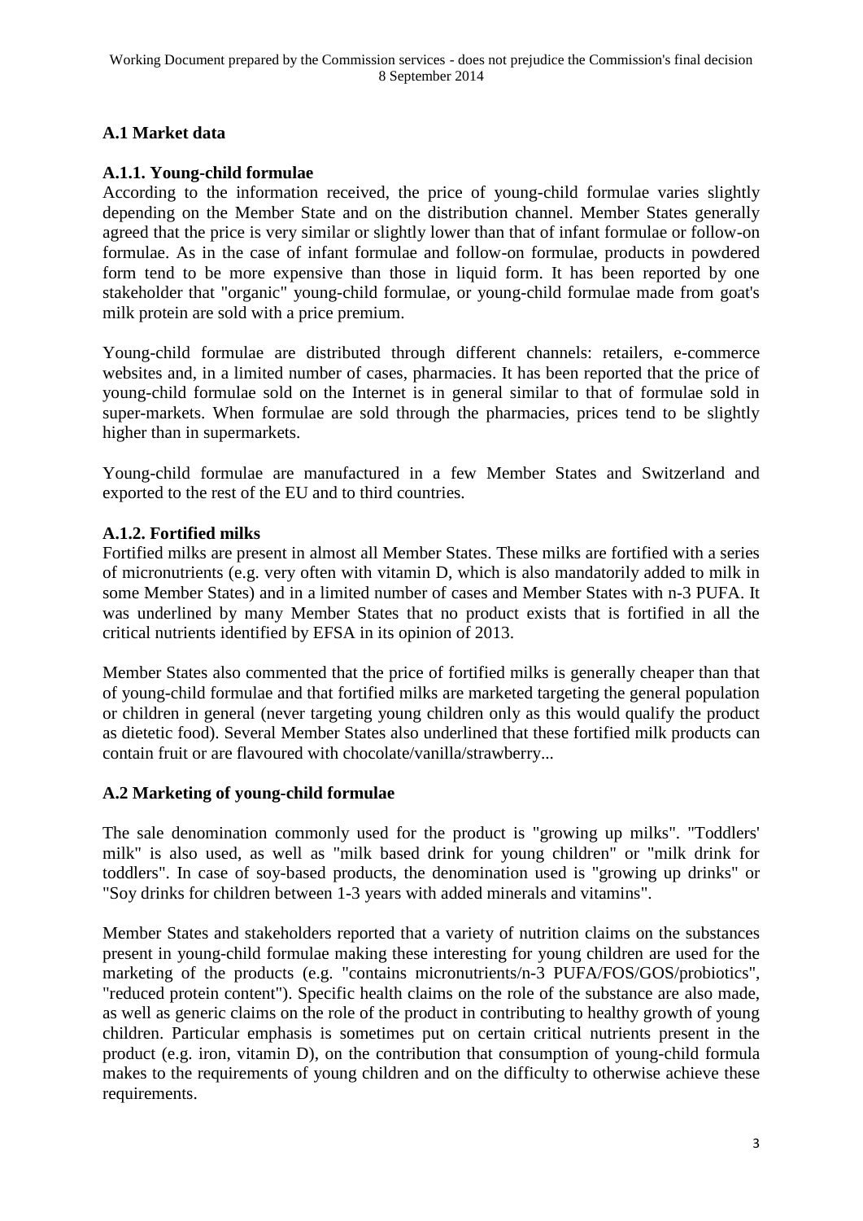## A.1 Market data

### A.1.1. Young-child formulae

According to the information received, the price of young-child formulae varies slightly depending on the Member State and on the distribution channel. Member States generally agreed that the price is very similar or slightly lower than that of infant formulae or follow-on formulae. As in the case of infant formulae and follow-on formulae, products in powdered form tend to be more expensive than those in liquid form. It has been reported by one stakeholder that "organic" young-child formulae, or young-child formulae made from goat's milk protein are sold with a price premium.

Young-child formulae are distributed through different channels: retailers, e-commerce websites and, in a limited number of cases, pharmacies. It has been reported that the price of young-child formulae sold on the Internet is in general similar to that of formulae sold in super-markets. When formulae are sold through the pharmacies, prices tend to be slightly higher than in supermarkets.

Young-child formulae are manufactured in a few Member States and Switzerland and exported to the rest of the EU and to third countries.

### A.1.2. Fortified milks

Fortified milks are present in almost all Member States. These milks are fortified with a series of micronutrients (e.g. very often with vitamin D, which is also mandatorily added to milk in some Member States) and in a limited number of cases and Member States with n-3 PUFA. It was underlined by many Member States that no product exists that is fortified in all the critical nutrients identified by EFSA in its opinion of 2013.

Member States also commented that the price of fortified milks is generally cheaper than that of young-child formulae and that fortified milks are marketed targeting the general population or children in general (never targeting young children only as this would qualify the product as dietetic food). Several Member States also underlined that these fortified milk products can contain fruit or are flavoured with chocolate/vanilla/strawberry...

## A.2 Marketing of young-child formulae

The sale denomination commonly used for the product is "growing up milks". "Toddlers' milk" is also used, as well as "milk based drink for young children" or "milk drink for toddlers". In case of soy-based products, the denomination used is "growing up drinks" or "Soy drinks for children between 1-3 years with added minerals and vitamins".

Member States and stakeholders reported that a variety of nutrition claims on the substances present in young-child formulae making these interesting for young children are used for the marketing of the products (e.g. "contains micronutrients/n-3 PUFA/FOS/GOS/probiotics", "reduced protein content"). Specific health claims on the role of the substance are also made, as well as generic claims on the role of the product in contributing to healthy growth of young children. Particular emphasis is sometimes put on certain critical nutrients present in the product (e.g. iron, vitamin D), on the contribution that consumption of young-child formula makes to the requirements of young children and on the difficulty to otherwise achieve these requirements.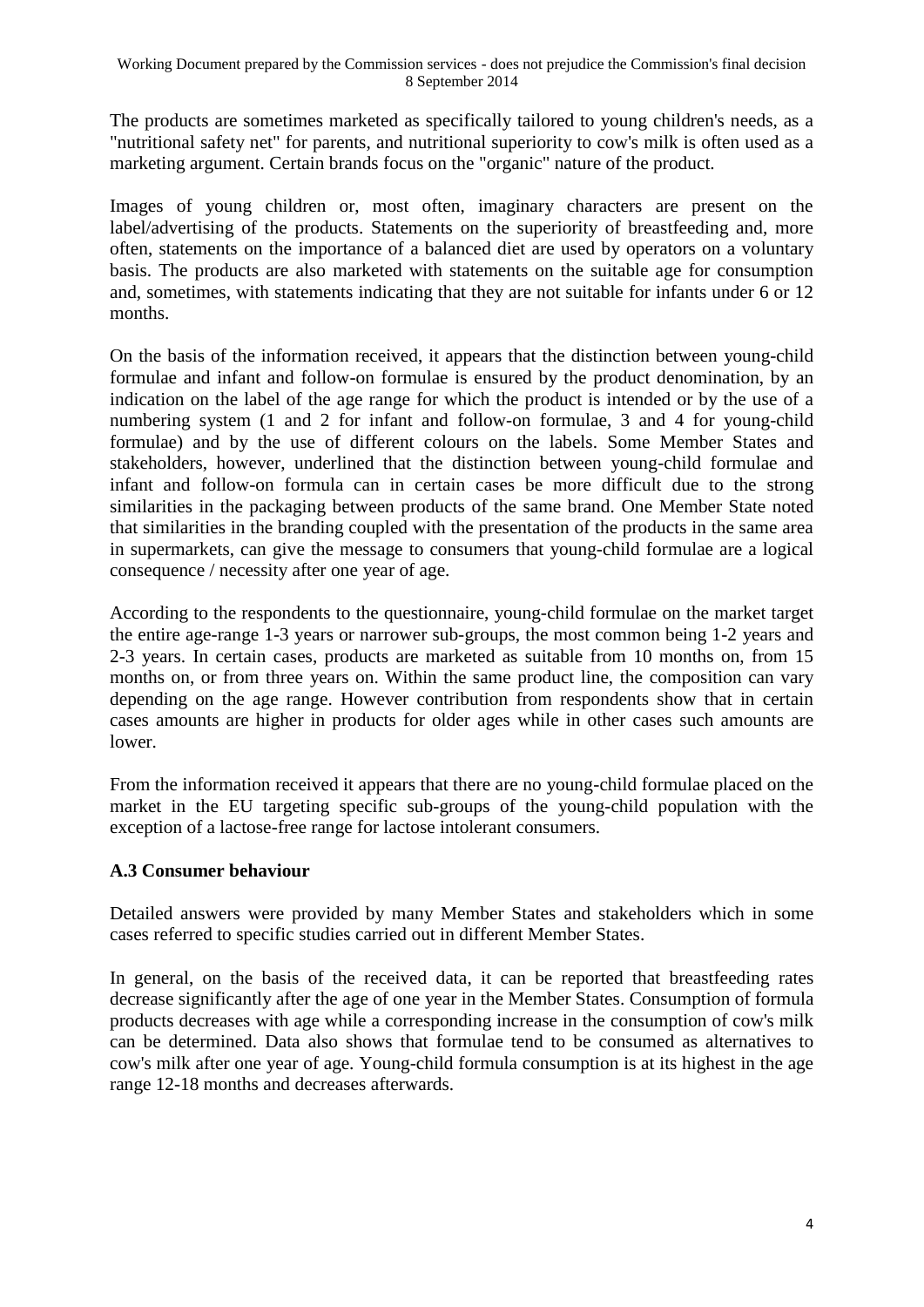The products are sometimes marketed as specifically tailored to young children's needs, as a "nutritional safety net" for parents, and nutritional superiority to cow's milk is often used as a marketing argument. Certain brands focus on the "organic" nature of the product.

Images of young children or, most often, imaginary characters are present on the label/advertising of the products. Statements on the superiority of breastfeeding and, more often, statements on the importance of a balanced diet are used by operators on a voluntary basis. The products are also marketed with statements on the suitable age for consumption and, sometimes, with statements indicating that they are not suitable for infants under 6 or 12 months.

On the basis of the information received, it appears that the distinction between young-child formulae and infant and follow-on formulae is ensured by the product denomination, by an indication on the label of the age range for which the product is intended or by the use of a numbering system (1 and 2 for infant and follow-on formulae, 3 and 4 for young-child formulae) and by the use of different colours on the labels. Some Member States and stakeholders, however, underlined that the distinction between young-child formulae and infant and follow-on formula can in certain cases be more difficult due to the strong similarities in the packaging between products of the same brand. One Member State noted that similarities in the branding coupled with the presentation of the products in the same area in supermarkets, can give the message to consumers that young-child formulae are a logical consequence / necessity after one year of age.

According to the respondents to the questionnaire, young-child formulae on the market target the entire age-range 1-3 years or narrower sub-groups, the most common being 1-2 years and 2-3 years. In certain cases, products are marketed as suitable from 10 months on, from 15 months on, or from three years on. Within the same product line, the composition can vary depending on the age range. However contribution from respondents show that in certain cases amounts are higher in products for older ages while in other cases such amounts are lower.

From the information received it appears that there are no young-child formulae placed on the market in the EU targeting specific sub-groups of the young-child population with the exception of a lactose-free range for lactose intolerant consumers.

### A.3 Consumer behaviour

Detailed answers were provided by many Member States and stakeholders which in some cases referred to specific studies carried out in different Member States.

In general, on the basis of the received data, it can be reported that breastfeeding rates decrease significantly after the age of one year in the Member States. Consumption of formula products decreases with age while a corresponding increase in the consumption of cow's milk can be determined. Data also shows that formulae tend to be consumed as alternatives to cow's milk after one year of age. Young-child formula consumption is at its highest in the age range 12-18 months and decreases afterwards.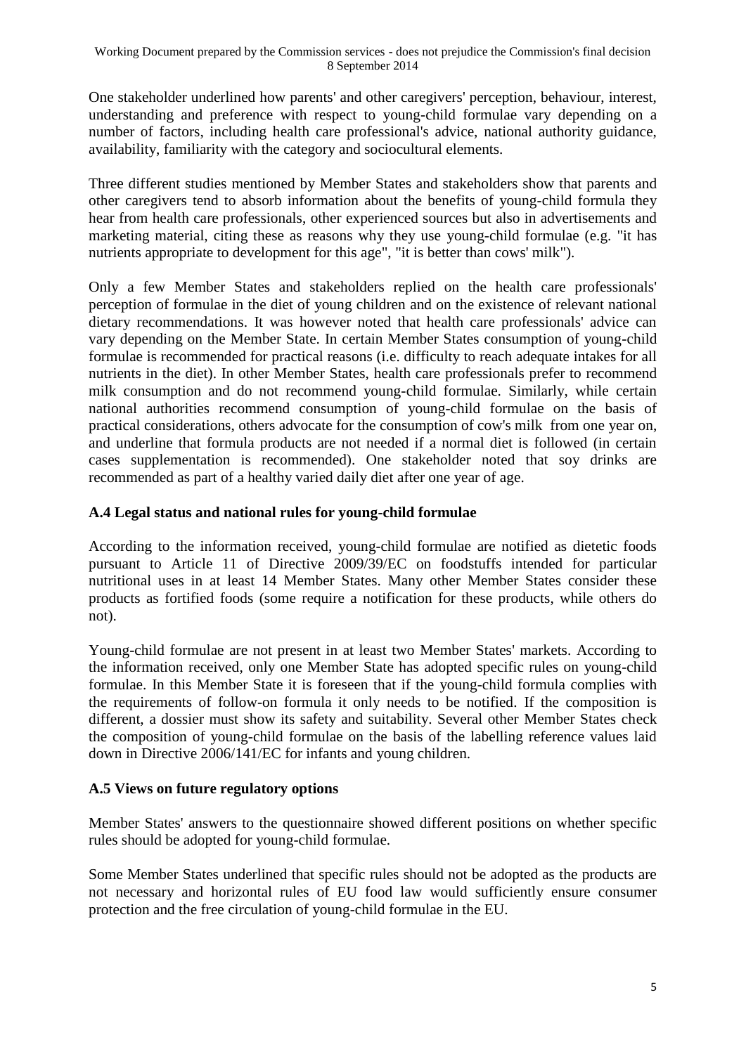One stakeholder underlined how parents' and other caregivers' perception, behaviour, interest, understanding and preference with respect to young-child formulae vary depending on a number of factors, including health care professional's advice, national authority guidance, availability, familiarity with the category and sociocultural elements.

Three different studies mentioned by Member States and stakeholders show that parents and other caregivers tend to absorb information about the benefits of young-child formula they hear from health care professionals, other experienced sources but also in advertisements and marketing material, citing these as reasons why they use young-child formulae (e.g. "it has nutrients appropriate to development for this age", "it is better than cows' milk").

Only a few Member States and stakeholders replied on the health care professionals' perception of formulae in the diet of young children and on the existence of relevant national dietary recommendations. It was however noted that health care professionals' advice can vary depending on the Member State. In certain Member States consumption of young-child formulae is recommended for practical reasons (i.e. difficulty to reach adequate intakes for all nutrients in the diet). In other Member States, health care professionals prefer to recommend milk consumption and do not recommend young-child formulae. Similarly, while certain national authorities recommend consumption of young-child formulae on the basis of practical considerations, others advocate for the consumption of cow's milk from one year on, and underline that formula products are not needed if a normal diet is followed (in certain cases supplementation is recommended). One stakeholder noted that soy drinks are recommended as part of a healthy varied daily diet after one year of age.

## A.4 Legal status and national rules for young-child formulae

According to the information received, young-child formulae are notified as dietetic foods pursuant to Article 11 of Directive 2009/39/EC on foodstuffs intended for particular nutritional uses in at least 14 Member States. Many other Member States consider these products as fortified foods (some require a notification for these products, while others do not).

Young-child formulae are not present in at least two Member States' markets. According to the information received, only one Member State has adopted specific rules on young-child formulae. In this Member State it is foreseen that if the young-child formula complies with the requirements of follow-on formula it only needs to be notified. If the composition is different, a dossier must show its safety and suitability. Several other Member States check the composition of young-child formulae on the basis of the labelling reference values laid down in Directive 2006/141/EC for infants and young children.

## A.5 Views on future regulatory options

Member States' answers to the questionnaire showed different positions on whether specific rules should be adopted for young-child formulae.

Some Member States underlined that specific rules should not be adopted as the products are not necessary and horizontal rules of EU food law would sufficiently ensure consumer protection and the free circulation of young-child formulae in the EU.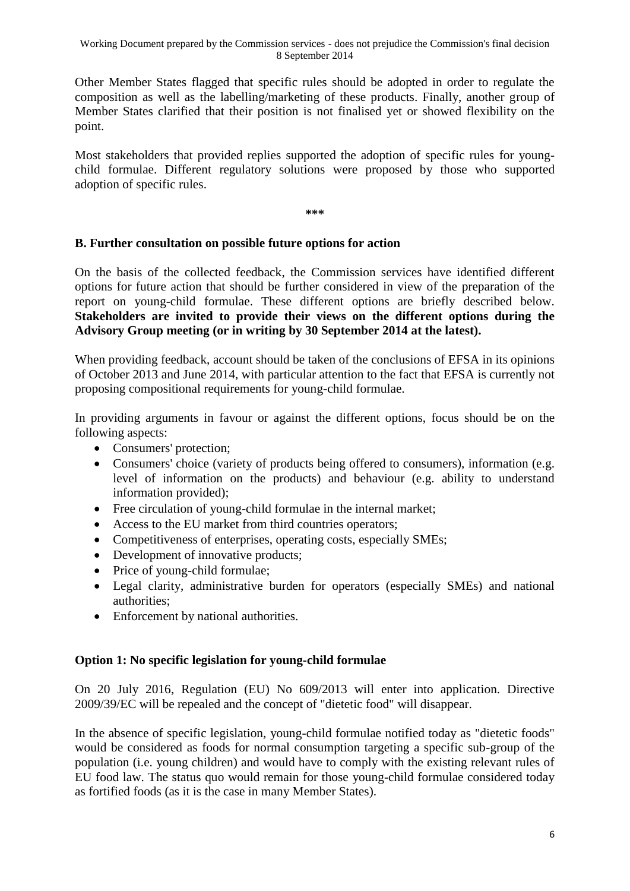Other Member States flagged that specific rules should be adopted in order to regulate the composition as well as the labelling/marketing of these products. Finally, another group of Member States clarified that their position is not finalised yet or showed flexibility on the point.

Most stakeholders that provided replies supported the adoption of specific rules for young-child formulae. Different regulatory solutions were proposed by those who supported adoption of specific rules.

***

## B. Further consultation on possible future options for action

On the basis of the collected feedback, the Commission services have identified different options for future action that should be further considered in view of the preparation of the report on young-child formulae. These different options are briefly described below. **Stakeholders are invited to provide their views on the different options during the Advisory Group meeting (or in writing by 30 September 2014 at the latest).**

When providing feedback, account should be taken of the conclusions of EFSA in its opinions of October 2013 and June 2014, with particular attention to the fact that EFSA is currently not proposing compositional requirements for young-child formulae.

In providing arguments in favour or against the different options, focus should be on the following aspects:

- Consumers' protection;
- Consumers' choice (variety of products being offered to consumers), information (e.g. level of information on the products) and behaviour (e.g. ability to understand information provided);
- Free circulation of young-child formulae in the internal market;
- Access to the EU market from third countries operators;
- Competitiveness of enterprises, operating costs, especially SMEs;
- Development of innovative products;
- Price of young-child formulae;
- Legal clarity, administrative burden for operators (especially SMEs) and national authorities;
- Enforcement by national authorities.

### Option 1: No specific legislation for young-child formulae

On 20 July 2016, Regulation (EU) No 609/2013 will enter into application. Directive 2009/39/EC will be repealed and the concept of "dietetic food" will disappear.

In the absence of specific legislation, young-child formulae notified today as "dietetic foods" would be considered as foods for normal consumption targeting a specific sub-group of the population (i.e. young children) and would have to comply with the existing relevant rules of EU food law. The status quo would remain for those young-child formulae considered today as fortified foods (as it is the case in many Member States).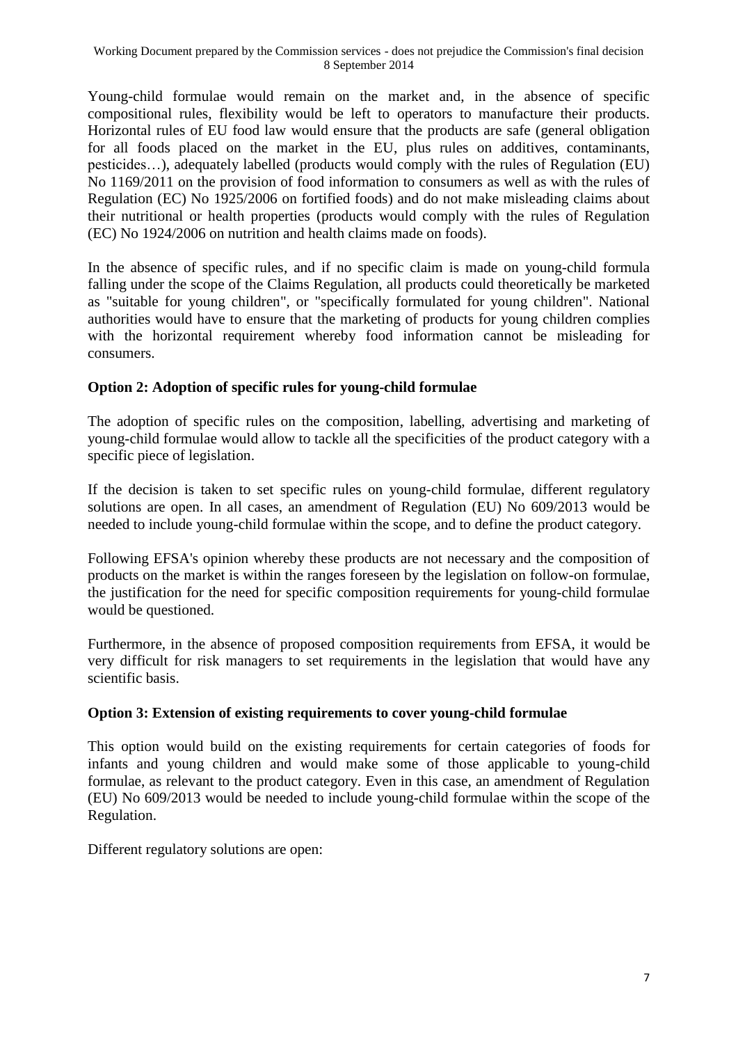Young-child formulae would remain on the market and, in the absence of specific compositional rules, flexibility would be left to operators to manufacture their products. Horizontal rules of EU food law would ensure that the products are safe (general obligation for all foods placed on the market in the EU, plus rules on additives, contaminants, pesticides…), adequately labelled (products would comply with the rules of Regulation (EU) No 1169/2011 on the provision of food information to consumers as well as with the rules of Regulation (EC) No 1925/2006 on fortified foods) and do not make misleading claims about their nutritional or health properties (products would comply with the rules of Regulation (EC) No 1924/2006 on nutrition and health claims made on foods).

In the absence of specific rules, and if no specific claim is made on young-child formula falling under the scope of the Claims Regulation, all products could theoretically be marketed as "suitable for young children", or "specifically formulated for young children". National authorities would have to ensure that the marketing of products for young children complies with the horizontal requirement whereby food information cannot be misleading for consumers.

**Option 2: Adoption of specific rules for young-child formulae**

The adoption of specific rules on the composition, labelling, advertising and marketing of young-child formulae would allow to tackle all the specificities of the product category with a specific piece of legislation.

If the decision is taken to set specific rules on young-child formulae, different regulatory solutions are open. In all cases, an amendment of Regulation (EU) No 609/2013 would be needed to include young-child formulae within the scope, and to define the product category.

Following EFSA's opinion whereby these products are not necessary and the composition of products on the market is within the ranges foreseen by the legislation on follow-on formulae, the justification for the need for specific composition requirements for young-child formulae would be questioned.

Furthermore, in the absence of proposed composition requirements from EFSA, it would be very difficult for risk managers to set requirements in the legislation that would have any scientific basis.

**Option 3: Extension of existing requirements to cover young-child formulae**

This option would build on the existing requirements for certain categories of foods for infants and young children and would make some of those applicable to young-child formulae, as relevant to the product category. Even in this case, an amendment of Regulation (EU) No 609/2013 would be needed to include young-child formulae within the scope of the Regulation.

Different regulatory solutions are open: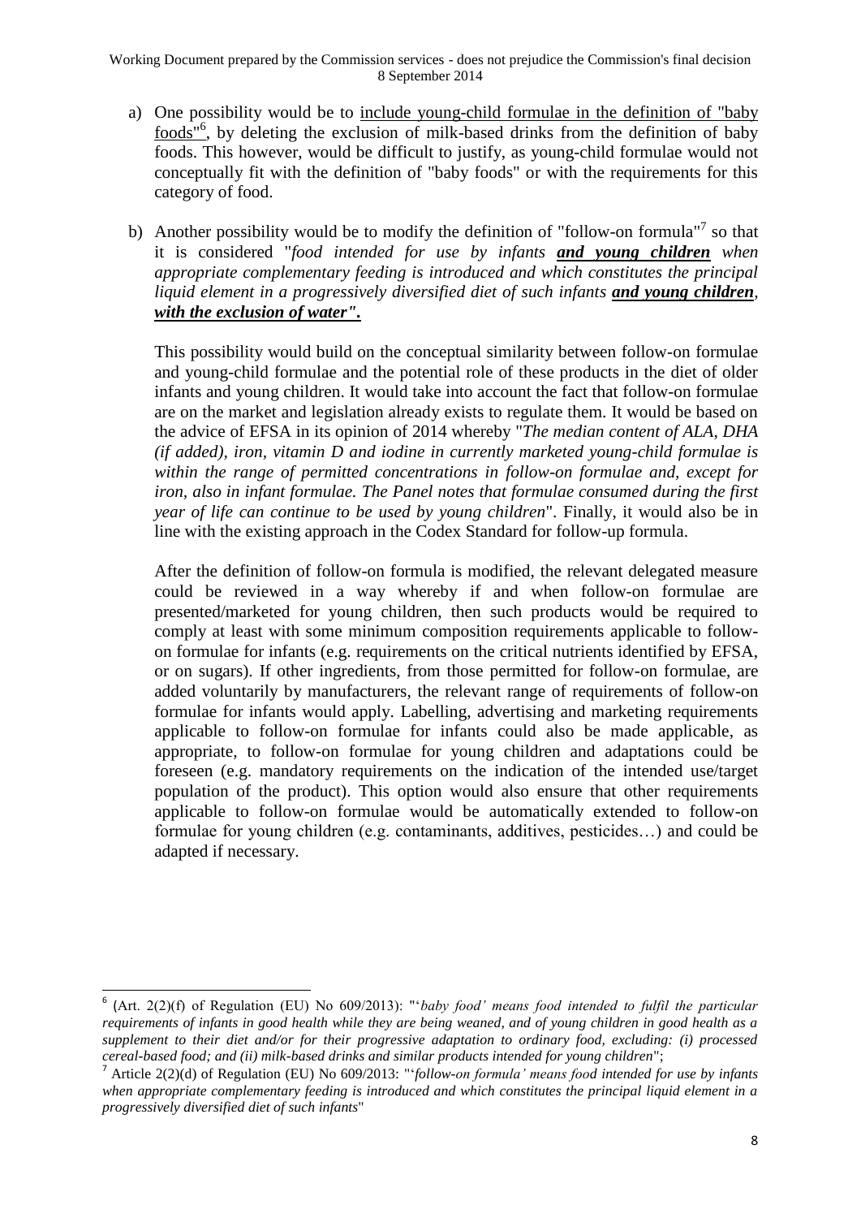a) One possibility would be to include young-child formulae in the definition of "baby foods"[6], by deleting the exclusion of milk-based drinks from the definition of baby foods. This however, would be difficult to justify, as young-child formulae would not conceptually fit with the definition of "baby foods" or with the requirements for this category of food.

b) Another possibility would be to modify the definition of "follow-on formula"[7] so that it is considered "*food intended for use by infants* ***and young children*** *when appropriate complementary feeding is introduced and which constitutes the principal liquid element in a progressively diversified diet of such infants* ***and young children, with the exclusion of water"*.**

   This possibility would build on the conceptual similarity between follow-on formulae and young-child formulae and the potential role of these products in the diet of older infants and young children. It would take into account the fact that follow-on formulae are on the market and legislation already exists to regulate them. It would be based on the advice of EFSA in its opinion of 2014 whereby "*The median content of ALA, DHA (if added), iron, vitamin D and iodine in currently marketed young-child formulae is within the range of permitted concentrations in follow-on formulae and, except for iron, also in infant formulae. The Panel notes that formulae consumed during the first year of life can continue to be used by young children*". Finally, it would also be in line with the existing approach in the Codex Standard for follow-up formula.

   After the definition of follow-on formula is modified, the relevant delegated measure could be reviewed in a way whereby if and when follow-on formulae are presented/marketed for young children, then such products would be required to comply at least with some minimum composition requirements applicable to follow-on formulae for infants (e.g. requirements on the critical nutrients identified by EFSA, or on sugars). If other ingredients, from those permitted for follow-on formulae, are added voluntarily by manufacturers, the relevant range of requirements of follow-on formulae for infants would apply. Labelling, advertising and marketing requirements applicable to follow-on formulae for infants could also be made applicable, as appropriate, to follow-on formulae for young children and adaptations could be foreseen (e.g. mandatory requirements on the indication of the intended use/target population of the product). This option would also ensure that other requirements applicable to follow-on formulae would be automatically extended to follow-on formulae for young children (e.g. contaminants, additives, pesticides…) and could be adapted if necessary.

---

[6] (Art. 2(2)(f) of Regulation (EU) No 609/2013): "'*baby food' means food intended to fulfil the particular requirements of infants in good health while they are being weaned, and of young children in good health as a supplement to their diet and/or for their progressive adaptation to ordinary food, excluding: (i) processed cereal-based food; and (ii) milk-based drinks and similar products intended for young children*";

[7] Article 2(2)(d) of Regulation (EU) No 609/2013: "'*follow-on formula' means food intended for use by infants when appropriate complementary feeding is introduced and which constitutes the principal liquid element in a progressively diversified diet of such infants*"